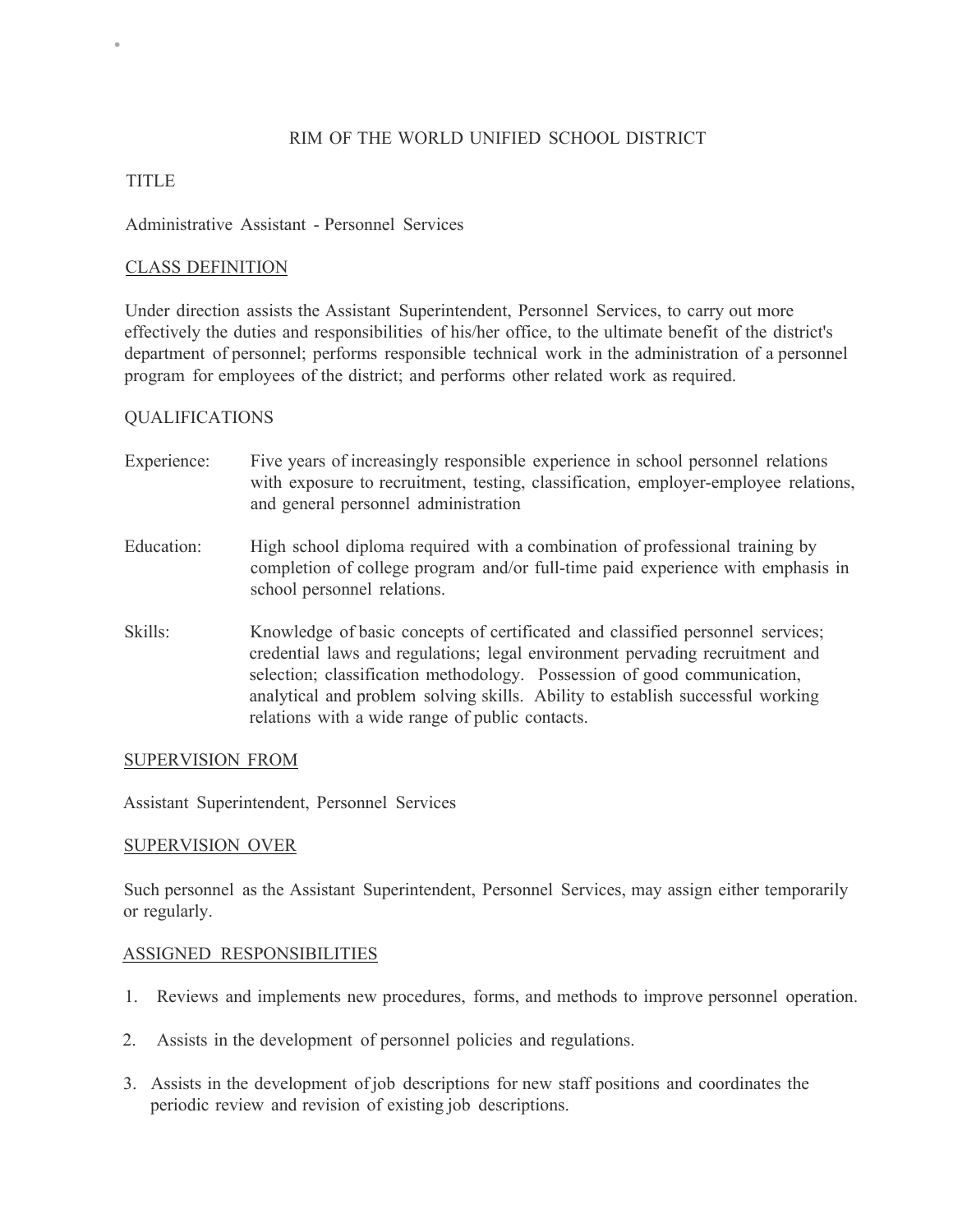# RIM OF THE WORLD UNIFIED SCHOOL DISTRICT

## TITLE

Administrative Assistant - Personnel Services

## CLASS DEFINITION

Under direction assists the Assistant Superintendent, Personnel Services, to carry out more effectively the duties and responsibilities of his/her office, to the ultimate benefit of the district's department of personnel; performs responsible technical work in the administration of a personnel program for employees of the district; and performs other related work as required.

## QUALIFICATIONS

**Experience:** Five years of increasingly responsible experience in school personnel relations with exposure to recruitment, testing, classification, employer-employee relations, and general personnel administration

**Education:** High school diploma required with a combination of professional training by completion of college program and/or full-time paid experience with emphasis in school personnel relations.

**Skills:** Knowledge of basic concepts of certificated and classified personnel services; credential laws and regulations; legal environment pervading recruitment and selection; classification methodology. Possession of good communication, analytical and problem solving skills. Ability to establish successful working relations with a wide range of public contacts.

## SUPERVISION FROM

Assistant Superintendent, Personnel Services

## SUPERVISION OVER

Such personnel as the Assistant Superintendent, Personnel Services, may assign either temporarily or regularly.

## ASSIGNED RESPONSIBILITIES

1. Reviews and implements new procedures, forms, and methods to improve personnel operation.
2. Assists in the development of personnel policies and regulations.
3. Assists in the development of job descriptions for new staff positions and coordinates the periodic review and revision of existing job descriptions.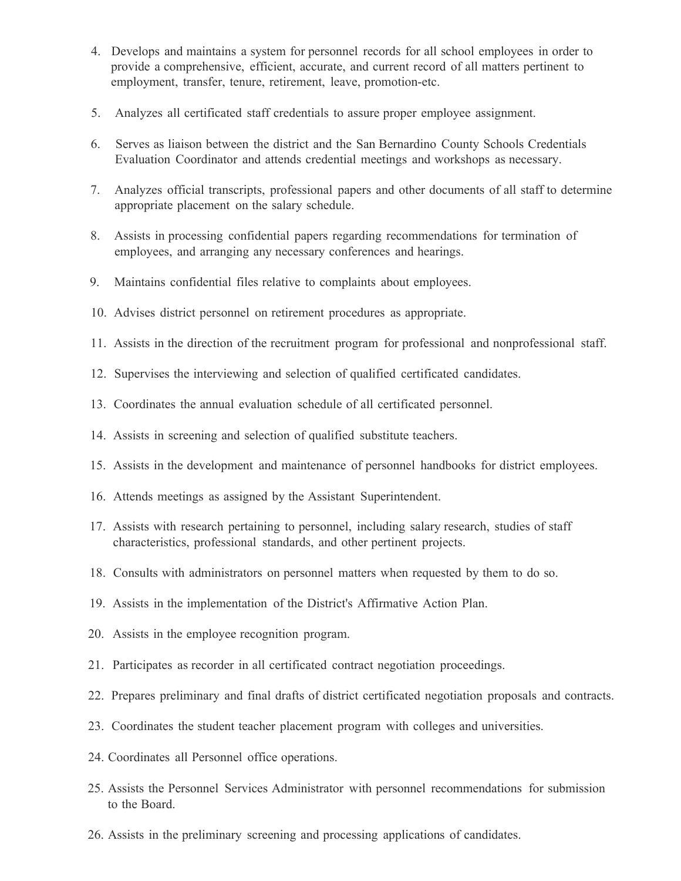4. Develops and maintains a system for personnel records for all school employees in order to provide a comprehensive, efficient, accurate, and current record of all matters pertinent to employment, transfer, tenure, retirement, leave, promotion-etc.
5. Analyzes all certificated staff credentials to assure proper employee assignment.
6. Serves as liaison between the district and the San Bernardino County Schools Credentials Evaluation Coordinator and attends credential meetings and workshops as necessary.
7. Analyzes official transcripts, professional papers and other documents of all staff to determine appropriate placement on the salary schedule.
8. Assists in processing confidential papers regarding recommendations for termination of employees, and arranging any necessary conferences and hearings.
9. Maintains confidential files relative to complaints about employees.
10. Advises district personnel on retirement procedures as appropriate.
11. Assists in the direction of the recruitment program for professional and nonprofessional staff.
12. Supervises the interviewing and selection of qualified certificated candidates.
13. Coordinates the annual evaluation schedule of all certificated personnel.
14. Assists in screening and selection of qualified substitute teachers.
15. Assists in the development and maintenance of personnel handbooks for district employees.
16. Attends meetings as assigned by the Assistant Superintendent.
17. Assists with research pertaining to personnel, including salary research, studies of staff characteristics, professional standards, and other pertinent projects.
18. Consults with administrators on personnel matters when requested by them to do so.
19. Assists in the implementation of the District's Affirmative Action Plan.
20. Assists in the employee recognition program.
21. Participates as recorder in all certificated contract negotiation proceedings.
22. Prepares preliminary and final drafts of district certificated negotiation proposals and contracts.
23. Coordinates the student teacher placement program with colleges and universities.
24. Coordinates all Personnel office operations.
25. Assists the Personnel Services Administrator with personnel recommendations for submission to the Board.
26. Assists in the preliminary screening and processing applications of candidates.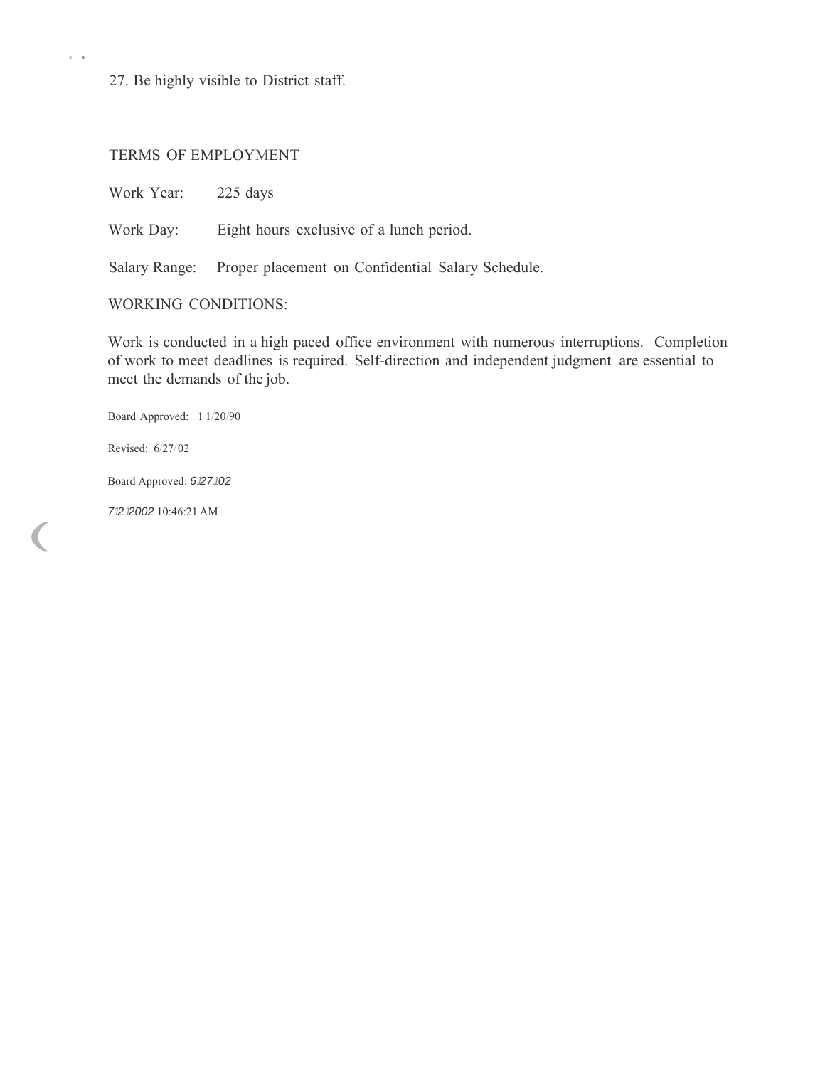27. Be highly visible to District staff.

TERMS OF EMPLOYMENT

Work Year: 225 days

Work Day: Eight hours exclusive of a lunch period.

Salary Range: Proper placement on Confidential Salary Schedule.

WORKING CONDITIONS:

Work is conducted in a high paced office environment with numerous interruptions. Completion of work to meet deadlines is required. Self-direction and independent judgment are essential to meet the demands of the job.

Board Approved: 11/20/90

Revised: 6/27/02

Board Approved: 6/27/02

7/2/2002 10:46:21 AM